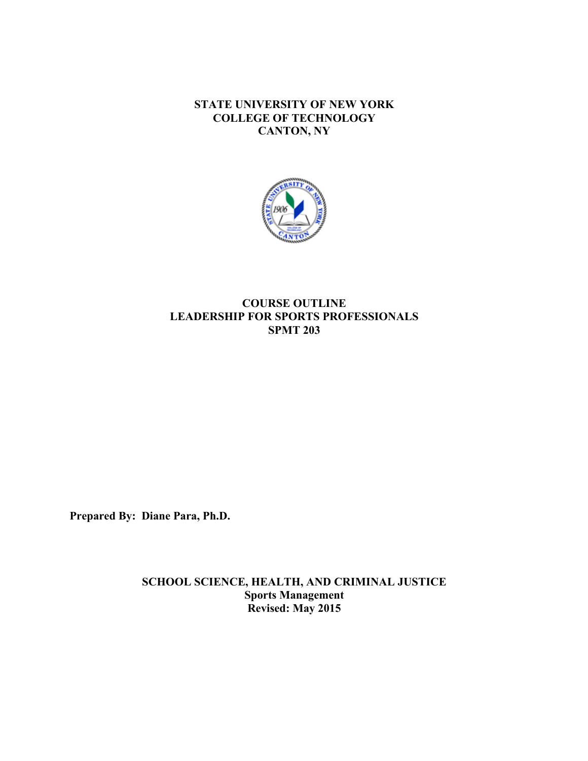**STATE UNIVERSITY OF NEW YORK**
**COLLEGE OF TECHNOLOGY**
**CANTON, NY**

# COURSE OUTLINE
# LEADERSHIP FOR SPORTS PROFESSIONALS
# SPMT 203

**Prepared By: Diane Para, Ph.D.**

**SCHOOL SCIENCE, HEALTH, AND CRIMINAL JUSTICE**
**Sports Management**
**Revised: May 2015**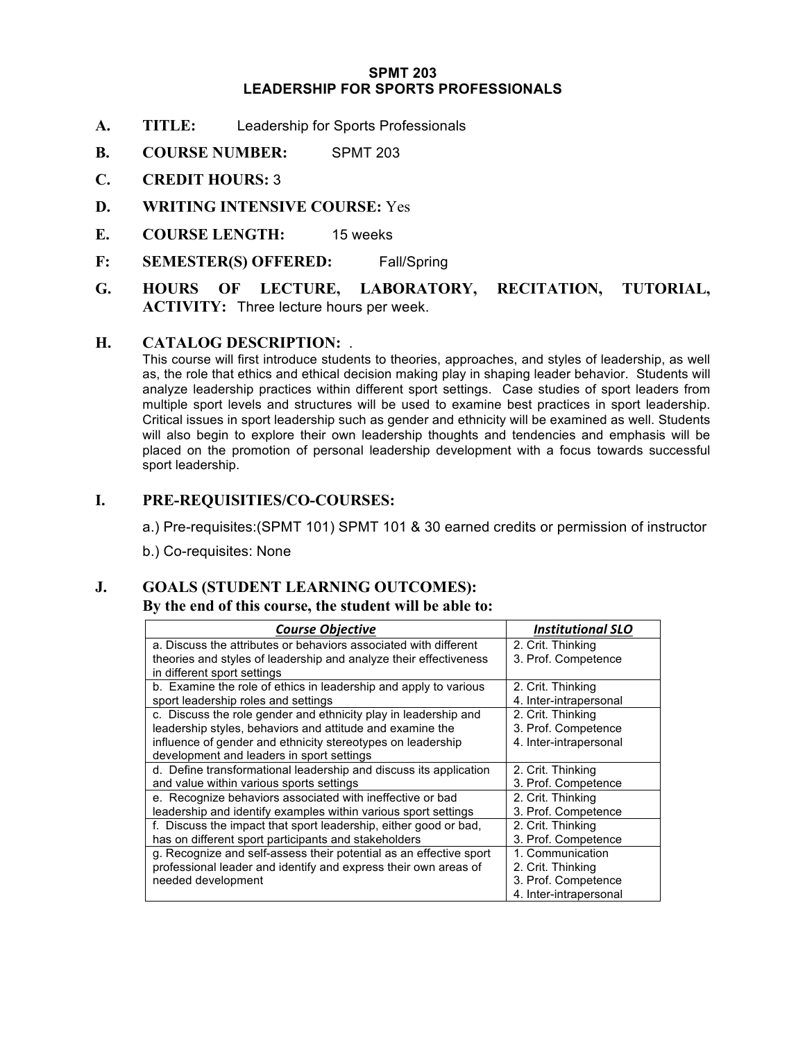# SPMT 203
# LEADERSHIP FOR SPORTS PROFESSIONALS

**A. TITLE:** Leadership for Sports Professionals

**B. COURSE NUMBER:** SPMT 203

**C. CREDIT HOURS:** 3

**D. WRITING INTENSIVE COURSE:** Yes

**E. COURSE LENGTH:** 15 weeks

**F: SEMESTER(S) OFFERED:** Fall/Spring

**G. HOURS OF LECTURE, LABORATORY, RECITATION, TUTORIAL, ACTIVITY:** Three lecture hours per week.

**H. CATALOG DESCRIPTION:** .

This course will first introduce students to theories, approaches, and styles of leadership, as well as, the role that ethics and ethical decision making play in shaping leader behavior. Students will analyze leadership practices within different sport settings. Case studies of sport leaders from multiple sport levels and structures will be used to examine best practices in sport leadership. Critical issues in sport leadership such as gender and ethnicity will be examined as well. Students will also begin to explore their own leadership thoughts and tendencies and emphasis will be placed on the promotion of personal leadership development with a focus towards successful sport leadership.

**I. PRE-REQUISITIES/CO-COURSES:**

a.) Pre-requisites:(SPMT 101) SPMT 101 & 30 earned credits or permission of instructor

b.) Co-requisites: None

**J. GOALS (STUDENT LEARNING OUTCOMES):**
**By the end of this course, the student will be able to:**

| ***Course Objective*** | ***Institutional SLO*** |
|---|---|
| a. Discuss the attributes or behaviors associated with different theories and styles of leadership and analyze their effectiveness in different sport settings | 2. Crit. Thinking<br>3. Prof. Competence |
| b. Examine the role of ethics in leadership and apply to various sport leadership roles and settings | 2. Crit. Thinking<br>4. Inter-intrapersonal |
| c. Discuss the role gender and ethnicity play in leadership and leadership styles, behaviors and attitude and examine the influence of gender and ethnicity stereotypes on leadership development and leaders in sport settings | 2. Crit. Thinking<br>3. Prof. Competence<br>4. Inter-intrapersonal |
| d. Define transformational leadership and discuss its application and value within various sports settings | 2. Crit. Thinking<br>3. Prof. Competence |
| e. Recognize behaviors associated with ineffective or bad leadership and identify examples within various sport settings | 2. Crit. Thinking<br>3. Prof. Competence |
| f. Discuss the impact that sport leadership, either good or bad, has on different sport participants and stakeholders | 2. Crit. Thinking<br>3. Prof. Competence |
| g. Recognize and self-assess their potential as an effective sport professional leader and identify and express their own areas of needed development | 1. Communication<br>2. Crit. Thinking<br>3. Prof. Competence<br>4. Inter-intrapersonal |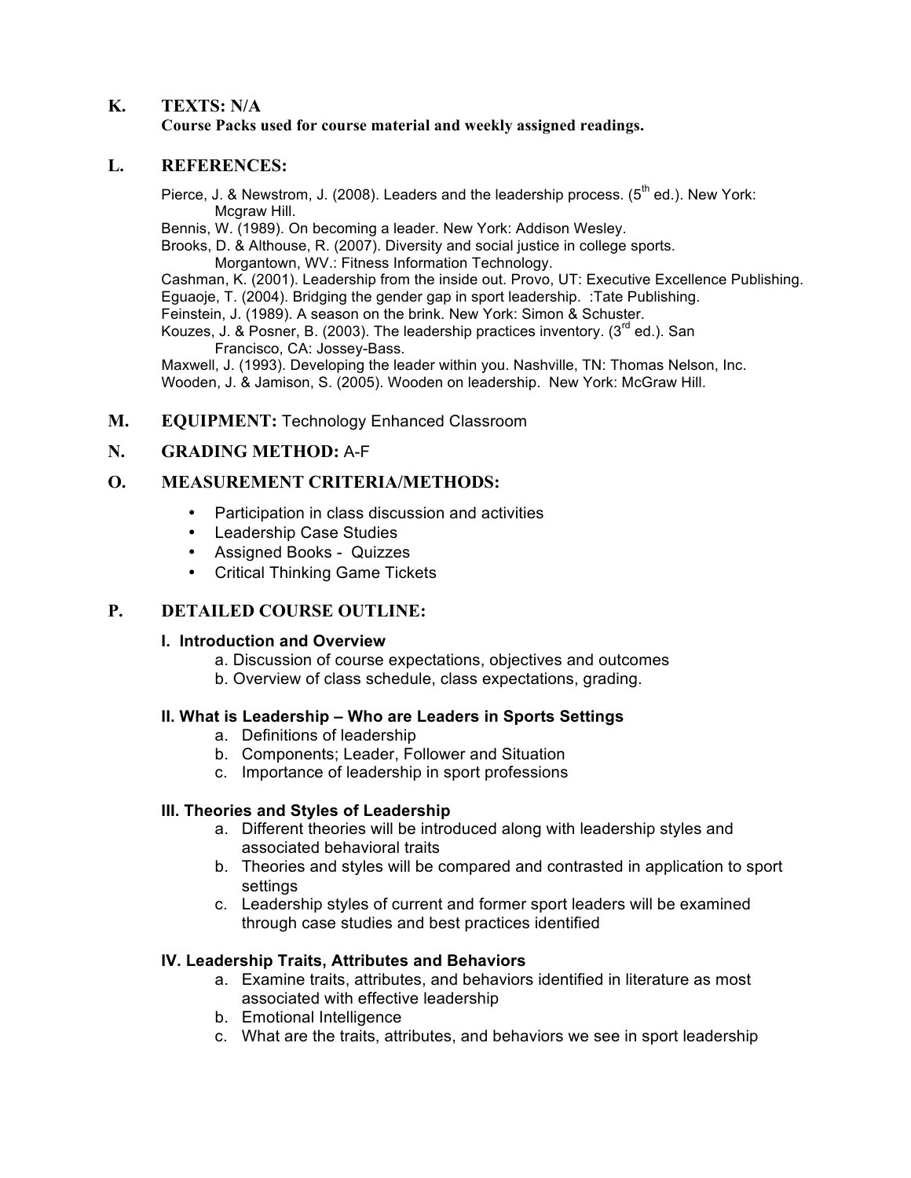## K. TEXTS: N/A

**Course Packs used for course material and weekly assigned readings.**

## L. REFERENCES:

Pierce, J. & Newstrom, J. (2008). Leaders and the leadership process. (5th ed.). New York: Mcgraw Hill.

Bennis, W. (1989). On becoming a leader. New York: Addison Wesley.

Brooks, D. & Althouse, R. (2007). Diversity and social justice in college sports. Morgantown, WV.: Fitness Information Technology.

Cashman, K. (2001). Leadership from the inside out. Provo, UT: Executive Excellence Publishing.

Eguaoje, T. (2004). Bridging the gender gap in sport leadership. :Tate Publishing.

Feinstein, J. (1989). A season on the brink. New York: Simon & Schuster.

Kouzes, J. & Posner, B. (2003). The leadership practices inventory. (3rd ed.). San Francisco, CA: Jossey-Bass.

Maxwell, J. (1993). Developing the leader within you. Nashville, TN: Thomas Nelson, Inc.

Wooden, J. & Jamison, S. (2005). Wooden on leadership. New York: McGraw Hill.

## M. EQUIPMENT: Technology Enhanced Classroom

## N. GRADING METHOD: A-F

## O. MEASUREMENT CRITERIA/METHODS:

- Participation in class discussion and activities
- Leadership Case Studies
- Assigned Books - Quizzes
- Critical Thinking Game Tickets

## P. DETAILED COURSE OUTLINE:

### I. Introduction and Overview

a. Discussion of course expectations, objectives and outcomes

b. Overview of class schedule, class expectations, grading.

### II. What is Leadership – Who are Leaders in Sports Settings

a. Definitions of leadership

b. Components; Leader, Follower and Situation

c. Importance of leadership in sport professions

### III. Theories and Styles of Leadership

a. Different theories will be introduced along with leadership styles and associated behavioral traits

b. Theories and styles will be compared and contrasted in application to sport settings

c. Leadership styles of current and former sport leaders will be examined through case studies and best practices identified

### IV. Leadership Traits, Attributes and Behaviors

a. Examine traits, attributes, and behaviors identified in literature as most associated with effective leadership

b. Emotional Intelligence

c. What are the traits, attributes, and behaviors we see in sport leadership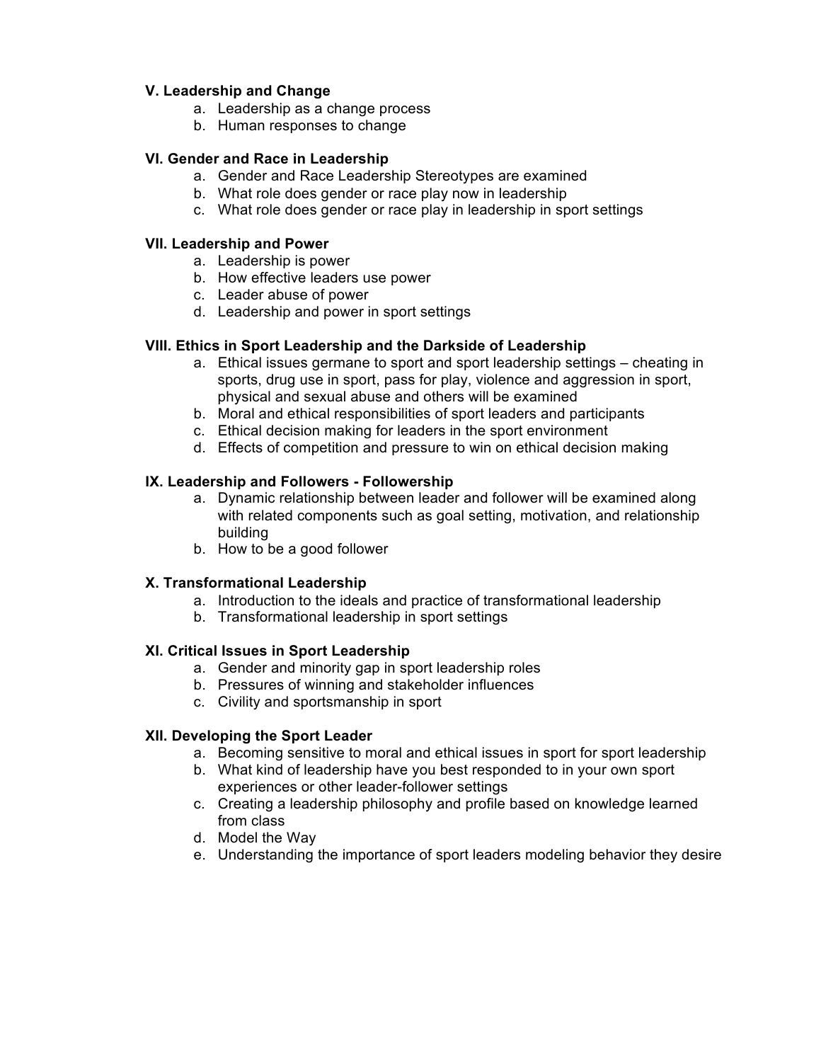**V. Leadership and Change**

a. Leadership as a change process
b. Human responses to change

**VI. Gender and Race in Leadership**

a. Gender and Race Leadership Stereotypes are examined
b. What role does gender or race play now in leadership
c. What role does gender or race play in leadership in sport settings

**VII. Leadership and Power**

a. Leadership is power
b. How effective leaders use power
c. Leader abuse of power
d. Leadership and power in sport settings

**VIII. Ethics in Sport Leadership and the Darkside of Leadership**

a. Ethical issues germane to sport and sport leadership settings – cheating in sports, drug use in sport, pass for play, violence and aggression in sport, physical and sexual abuse and others will be examined
b. Moral and ethical responsibilities of sport leaders and participants
c. Ethical decision making for leaders in the sport environment
d. Effects of competition and pressure to win on ethical decision making

**IX. Leadership and Followers - Followership**

a. Dynamic relationship between leader and follower will be examined along with related components such as goal setting, motivation, and relationship building
b. How to be a good follower

**X. Transformational Leadership**

a. Introduction to the ideals and practice of transformational leadership
b. Transformational leadership in sport settings

**XI. Critical Issues in Sport Leadership**

a. Gender and minority gap in sport leadership roles
b. Pressures of winning and stakeholder influences
c. Civility and sportsmanship in sport

**XII. Developing the Sport Leader**

a. Becoming sensitive to moral and ethical issues in sport for sport leadership
b. What kind of leadership have you best responded to in your own sport experiences or other leader-follower settings
c. Creating a leadership philosophy and profile based on knowledge learned from class
d. Model the Way
e. Understanding the importance of sport leaders modeling behavior they desire